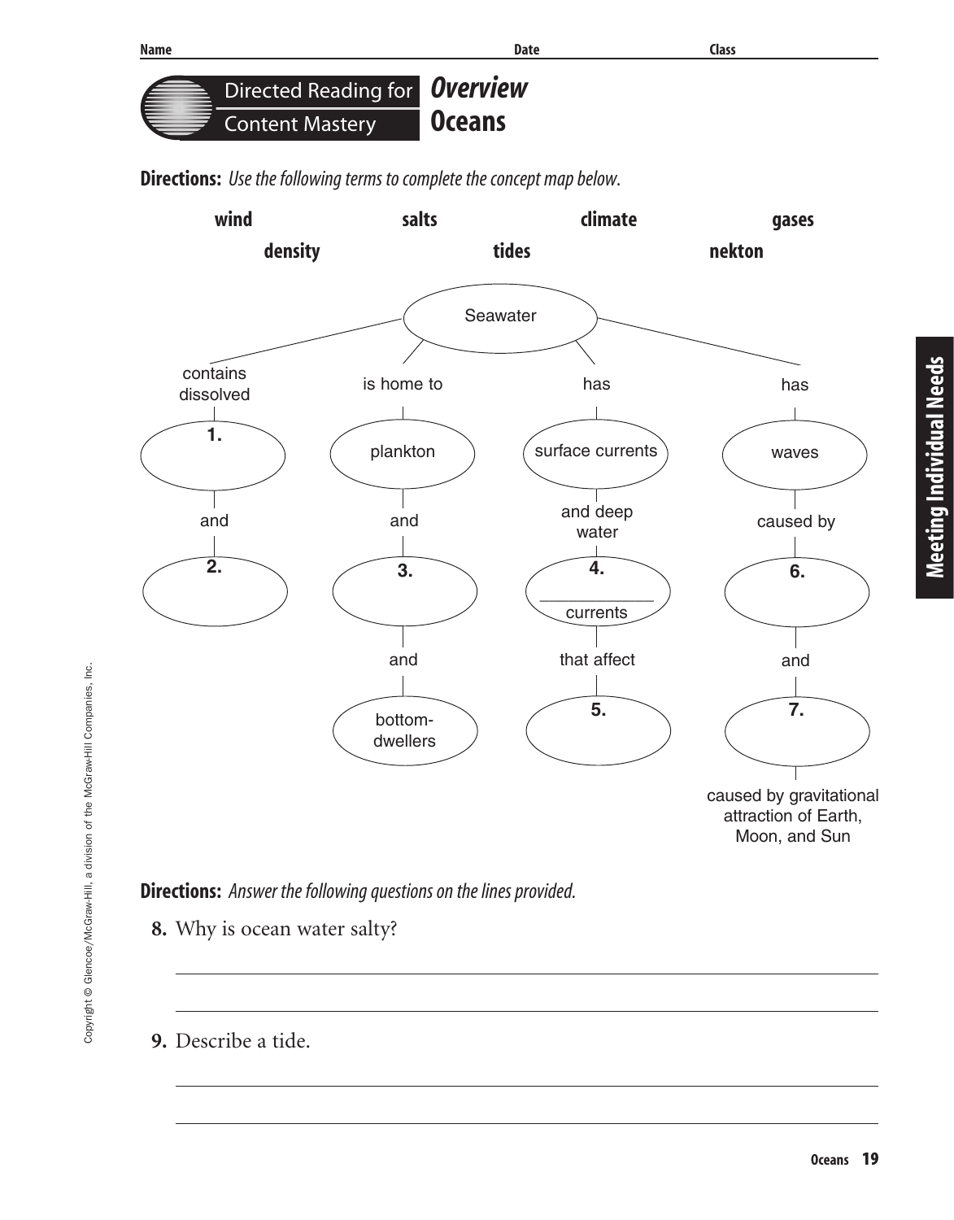Name Date Class

# Directed Reading for Content Mastery — *Overview* Oceans

**Directions:** *Use the following terms to complete the concept map below.*

**wind** **salts** **climate** **gases**
**density** **tides** **nekton**

Seawater

- contains dissolved
  - **1.** ____________
  - and
  - **2.** ____________
- is home to
  - plankton
  - and
  - **3.** ____________
  - and
  - bottom-dwellers
- has
  - surface currents
  - and deep water
  - **4.** ____________ currents
  - that affect
  - **5.** ____________
- has
  - waves
  - caused by
  - **6.** ____________
  - and
  - **7.** ____________
  - caused by gravitational attraction of Earth, Moon, and Sun

**Directions:** *Answer the following questions on the lines provided.*

**8.** Why is ocean water salty?

______________________________________________

______________________________________________

**9.** Describe a tide.

______________________________________________

______________________________________________

Meeting Individual Needs

Copyright © Glencoe/McGraw-Hill, a division of the McGraw-Hill Companies, Inc.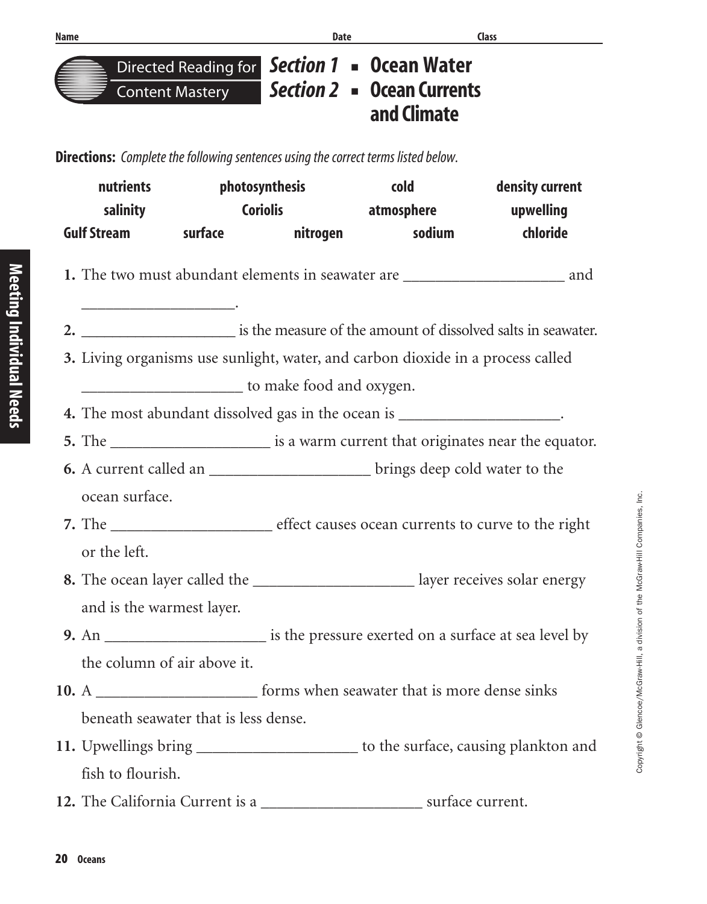Name ______________________ Date ______________ Class ______________

# Directed Reading for Content Mastery

## Section 1 ▪ Ocean Water
## Section 2 ▪ Ocean Currents and Climate

**Directions:** *Complete the following sentences using the correct terms listed below.*

| | | | | |
|---|---|---|---|---|
| **nutrients** | **photosynthesis** | **cold** | **density current** | |
| **salinity** | **Coriolis** | **atmosphere** | **upwelling** | |
| **Gulf Stream** | **surface** | **nitrogen** | **sodium** | **chloride** |

1. The two must abundant elements in seawater are ____________________ and ____________________.
2. ____________________ is the measure of the amount of dissolved salts in seawater.
3. Living organisms use sunlight, water, and carbon dioxide in a process called ____________________ to make food and oxygen.
4. The most abundant dissolved gas in the ocean is ____________________.
5. The ____________________ is a warm current that originates near the equator.
6. A current called an ____________________ brings deep cold water to the ocean surface.
7. The ____________________ effect causes ocean currents to curve to the right or the left.
8. The ocean layer called the ____________________ layer receives solar energy and is the warmest layer.
9. An ____________________ is the pressure exerted on a surface at sea level by the column of air above it.
10. A ____________________ forms when seawater that is more dense sinks beneath seawater that is less dense.
11. Upwellings bring ____________________ to the surface, causing plankton and fish to flourish.
12. The California Current is a ____________________ surface current.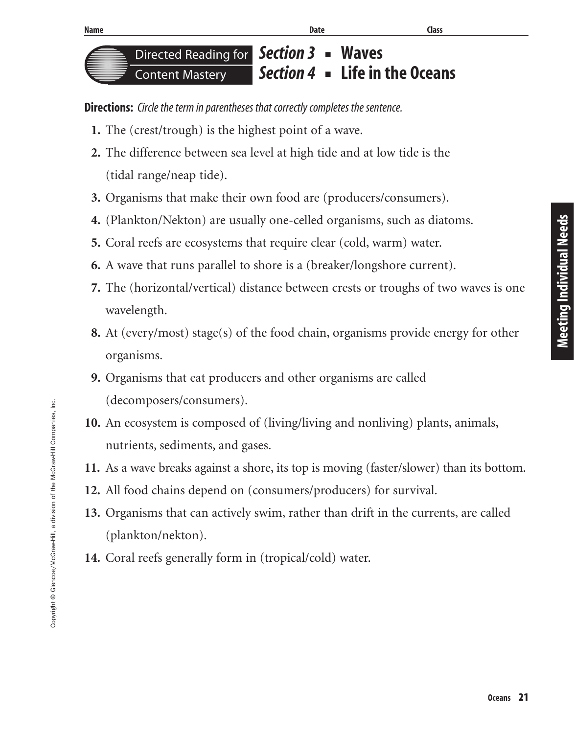Name Date Class

## Directed Reading for Content Mastery

# *Section 3* ▪ Waves
# *Section 4* ▪ Life in the Oceans

**Directions:** *Circle the term in parentheses that correctly completes the sentence.*

1. The (crest/trough) is the highest point of a wave.
2. The difference between sea level at high tide and at low tide is the (tidal range/neap tide).
3. Organisms that make their own food are (producers/consumers).
4. (Plankton/Nekton) are usually one-celled organisms, such as diatoms.
5. Coral reefs are ecosystems that require clear (cold, warm) water.
6. A wave that runs parallel to shore is a (breaker/longshore current).
7. The (horizontal/vertical) distance between crests or troughs of two waves is one wavelength.
8. At (every/most) stage(s) of the food chain, organisms provide energy for other organisms.
9. Organisms that eat producers and other organisms are called (decomposers/consumers).
10. An ecosystem is composed of (living/living and nonliving) plants, animals, nutrients, sediments, and gases.
11. As a wave breaks against a shore, its top is moving (faster/slower) than its bottom.
12. All food chains depend on (consumers/producers) for survival.
13. Organisms that can actively swim, rather than drift in the currents, are called (plankton/nekton).
14. Coral reefs generally form in (tropical/cold) water.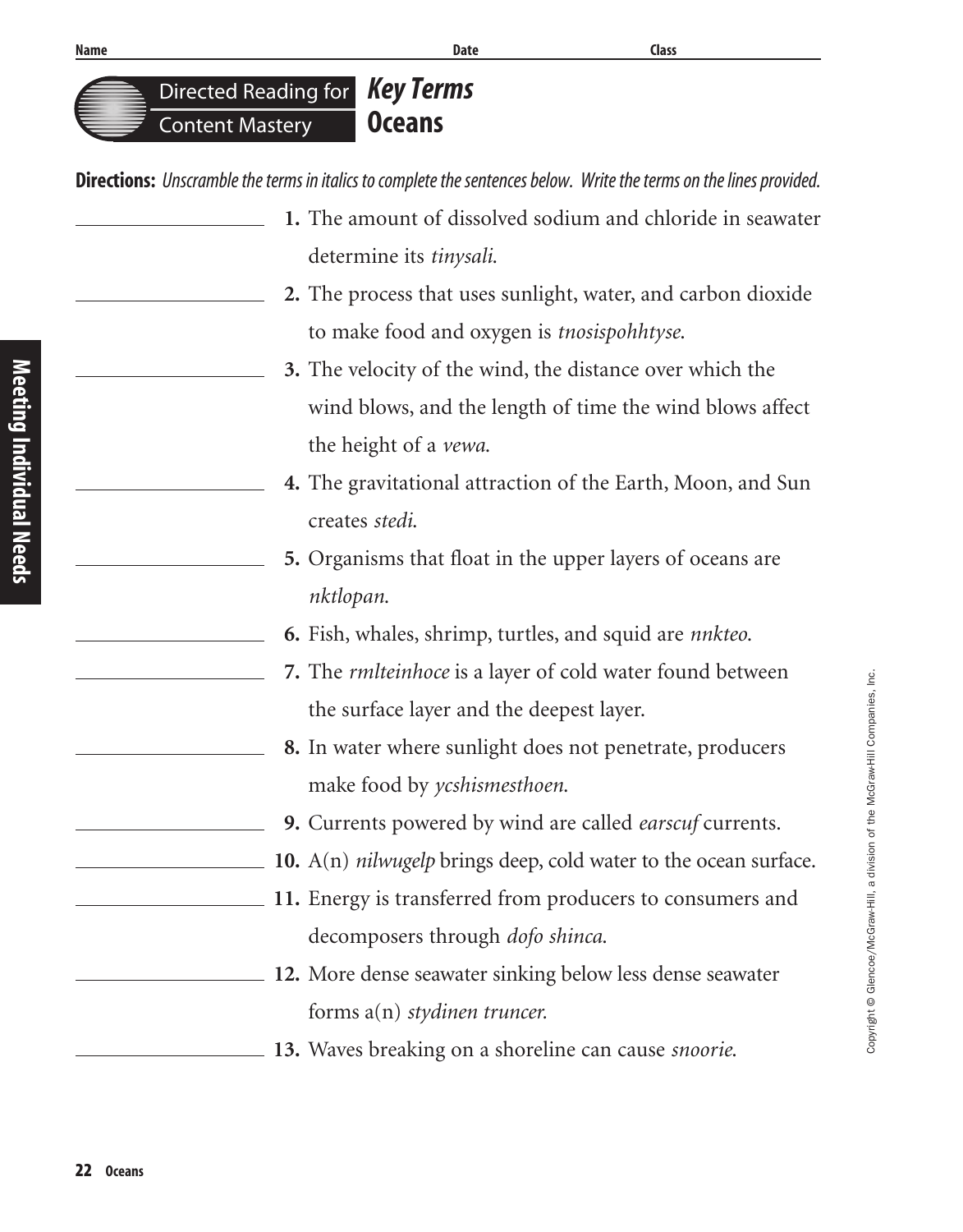Name ______________________ Date ______________ Class ______________

# Directed Reading for Content Mastery

## *Key Terms*
## Oceans

**Directions:** *Unscramble the terms in italics to complete the sentences below. Write the terms on the lines provided.*

_______________ **1.** The amount of dissolved sodium and chloride in seawater determine its *tinysali*.

_______________ **2.** The process that uses sunlight, water, and carbon dioxide to make food and oxygen is *tnosispohhtyse*.

_______________ **3.** The velocity of the wind, the distance over which the wind blows, and the length of time the wind blows affect the height of a *vewa*.

_______________ **4.** The gravitational attraction of the Earth, Moon, and Sun creates *stedi*.

_______________ **5.** Organisms that float in the upper layers of oceans are *nktlopan*.

_______________ **6.** Fish, whales, shrimp, turtles, and squid are *nnkteo*.

_______________ **7.** The *rmlteinhoce* is a layer of cold water found between the surface layer and the deepest layer.

_______________ **8.** In water where sunlight does not penetrate, producers make food by *ycshismesthoen*.

_______________ **9.** Currents powered by wind are called *earscuf* currents.

_______________ **10.** A(n) *nilwugelp* brings deep, cold water to the ocean surface.

_______________ **11.** Energy is transferred from producers to consumers and decomposers through *dofo shinca*.

_______________ **12.** More dense seawater sinking below less dense seawater forms a(n) *stydinen truncer*.

_______________ **13.** Waves breaking on a shoreline can cause *snoorie*.

Meeting Individual Needs

Copyright © Glencoe/McGraw-Hill, a division of the McGraw-Hill Companies, Inc.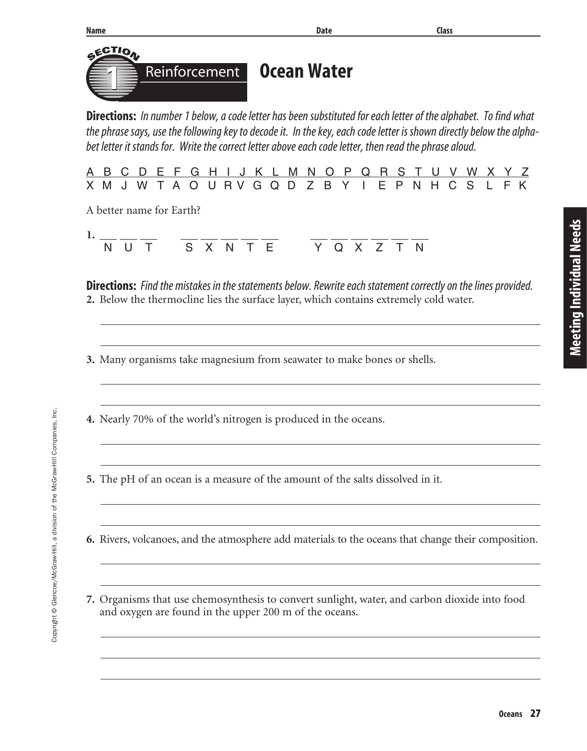Name Date Class

# Section 1 Reinforcement — Ocean Water

**Directions:** *In number 1 below, a code letter has been substituted for each letter of the alphabet. To find what the phrase says, use the following key to decode it. In the key, each code letter is shown directly below the alphabet letter it stands for. Write the correct letter above each code letter, then read the phrase aloud.*

| A | B | C | D | E | F | G | H | I | J | K | L | M | N | O | P | Q | R | S | T | U | V | W | X | Y | Z |
|---|---|---|---|---|---|---|---|---|---|---|---|---|---|---|---|---|---|---|---|---|---|---|---|---|---|
| X | M | J | W | T | A | O | U | R | V | G | Q | D | Z | B | Y | I | E | P | N | H | C | S | L | F | K |

A better name for Earth?

**1.** ___ ___ ___  ___ ___ ___ ___ ___  ___ ___ ___ ___ ___ ___
N U T  S X N T E  Y Q X Z T N

**Directions:** *Find the mistakes in the statements below. Rewrite each statement correctly on the lines provided.*

**2.** Below the thermocline lies the surface layer, which contains extremely cold water.

______________________________________________________________

______________________________________________________________

**3.** Many organisms take magnesium from seawater to make bones or shells.

______________________________________________________________

______________________________________________________________

**4.** Nearly 70% of the world's nitrogen is produced in the oceans.

______________________________________________________________

______________________________________________________________

**5.** The pH of an ocean is a measure of the amount of the salts dissolved in it.

______________________________________________________________

______________________________________________________________

**6.** Rivers, volcanoes, and the atmosphere add materials to the oceans that change their composition.

______________________________________________________________

______________________________________________________________

**7.** Organisms that use chemosynthesis to convert sunlight, water, and carbon dioxide into food and oxygen are found in the upper 200 m of the oceans.

______________________________________________________________

______________________________________________________________

______________________________________________________________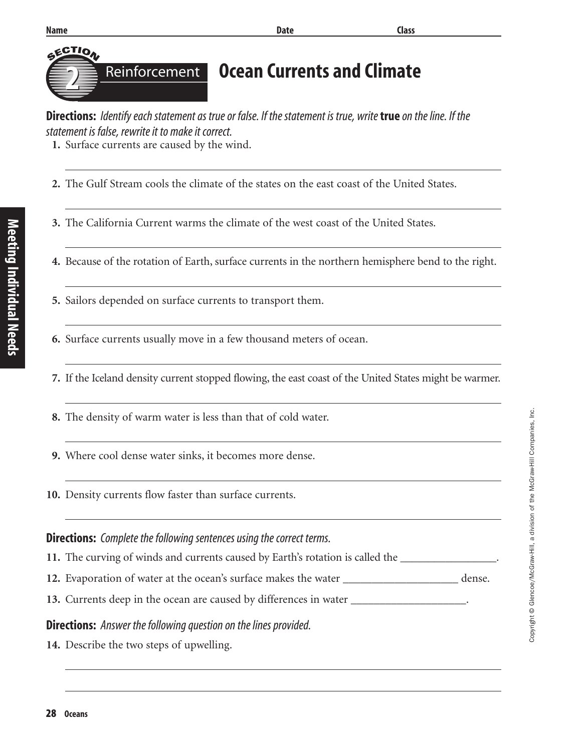Name Date Class

# Section 2 Reinforcement: Ocean Currents and Climate

**Directions:** *Identify each statement as true or false. If the statement is true, write* **true** *on the line. If the statement is false, rewrite it to make it correct.*

1. Surface currents are caused by the wind.

_______________________________________________

2. The Gulf Stream cools the climate of the states on the east coast of the United States.

_______________________________________________

3. The California Current warms the climate of the west coast of the United States.

_______________________________________________

4. Because of the rotation of Earth, surface currents in the northern hemisphere bend to the right.

_______________________________________________

5. Sailors depended on surface currents to transport them.

_______________________________________________

6. Surface currents usually move in a few thousand meters of ocean.

_______________________________________________

7. If the Iceland density current stopped flowing, the east coast of the United States might be warmer.

_______________________________________________

8. The density of warm water is less than that of cold water.

_______________________________________________

9. Where cool dense water sinks, it becomes more dense.

_______________________________________________

10. Density currents flow faster than surface currents.

_______________________________________________

**Directions:** *Complete the following sentences using the correct terms.*

11. The curving of winds and currents caused by Earth's rotation is called the _________________.
12. Evaporation of water at the ocean's surface makes the water ____________________ dense.
13. Currents deep in the ocean are caused by differences in water ____________________.

**Directions:** *Answer the following question on the lines provided.*

14. Describe the two steps of upwelling.

_______________________________________________

_______________________________________________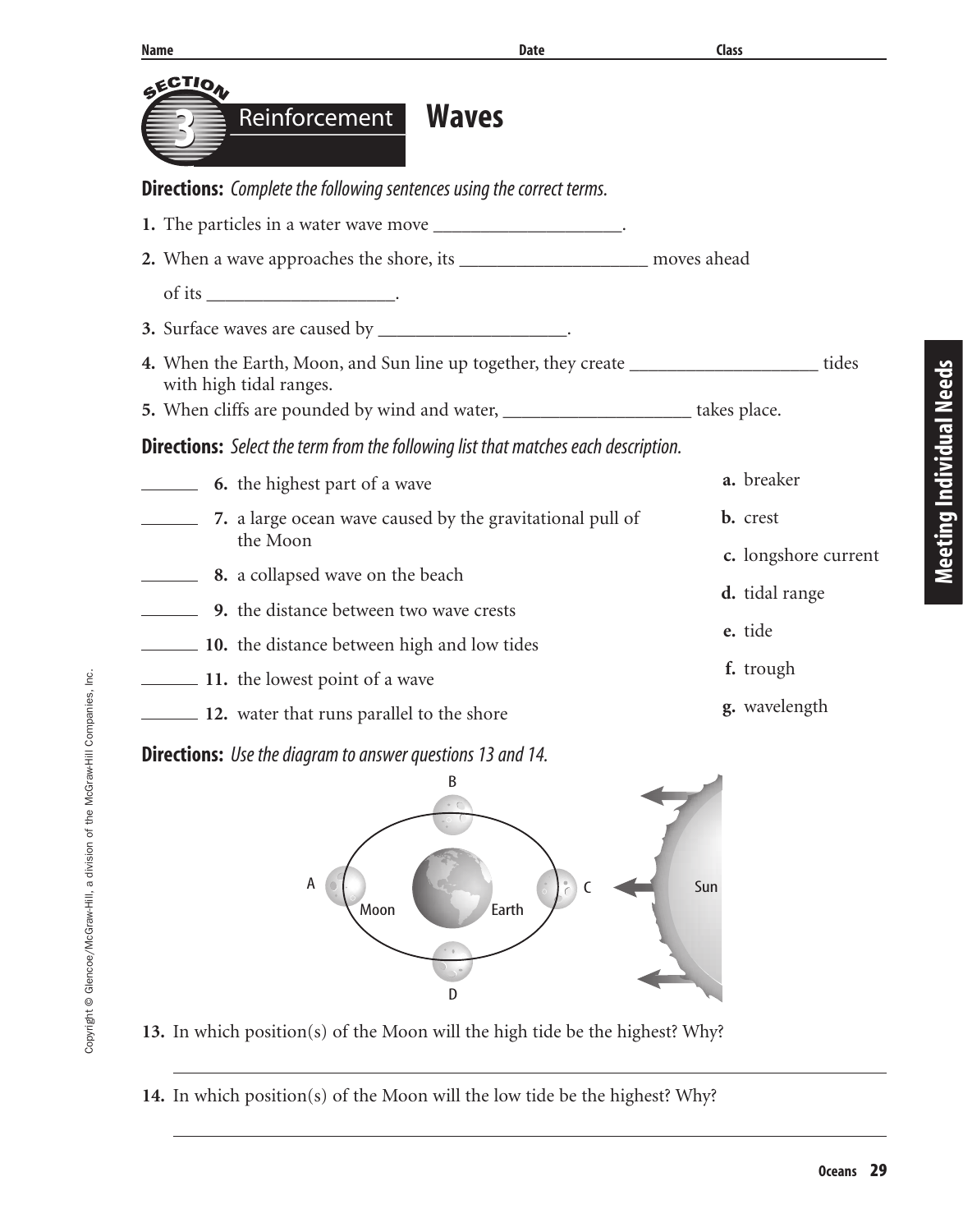Name ____________________ Date ____________ Class ____________

# Section 3 Reinforcement: Waves

**Directions:** *Complete the following sentences using the correct terms.*

**1.** The particles in a water wave move ____________________.

**2.** When a wave approaches the shore, its ____________________ moves ahead of its ____________________.

**3.** Surface waves are caused by ____________________.

**4.** When the Earth, Moon, and Sun line up together, they create ____________________ tides with high tidal ranges.

**5.** When cliffs are pounded by wind and water, ____________________ takes place.

**Directions:** *Select the term from the following list that matches each description.*

______ **6.** the highest part of a wave

______ **7.** a large ocean wave caused by the gravitational pull of the Moon

______ **8.** a collapsed wave on the beach

______ **9.** the distance between two wave crests

______ **10.** the distance between high and low tides

______ **11.** the lowest point of a wave

______ **12.** water that runs parallel to the shore

**a.** breaker
**b.** crest
**c.** longshore current
**d.** tidal range
**e.** tide
**f.** trough
**g.** wavelength

**Directions:** *Use the diagram to answer questions 13 and 14.*

**13.** In which position(s) of the Moon will the high tide be the highest? Why?

______________________________________________________________

**14.** In which position(s) of the Moon will the low tide be the highest? Why?

______________________________________________________________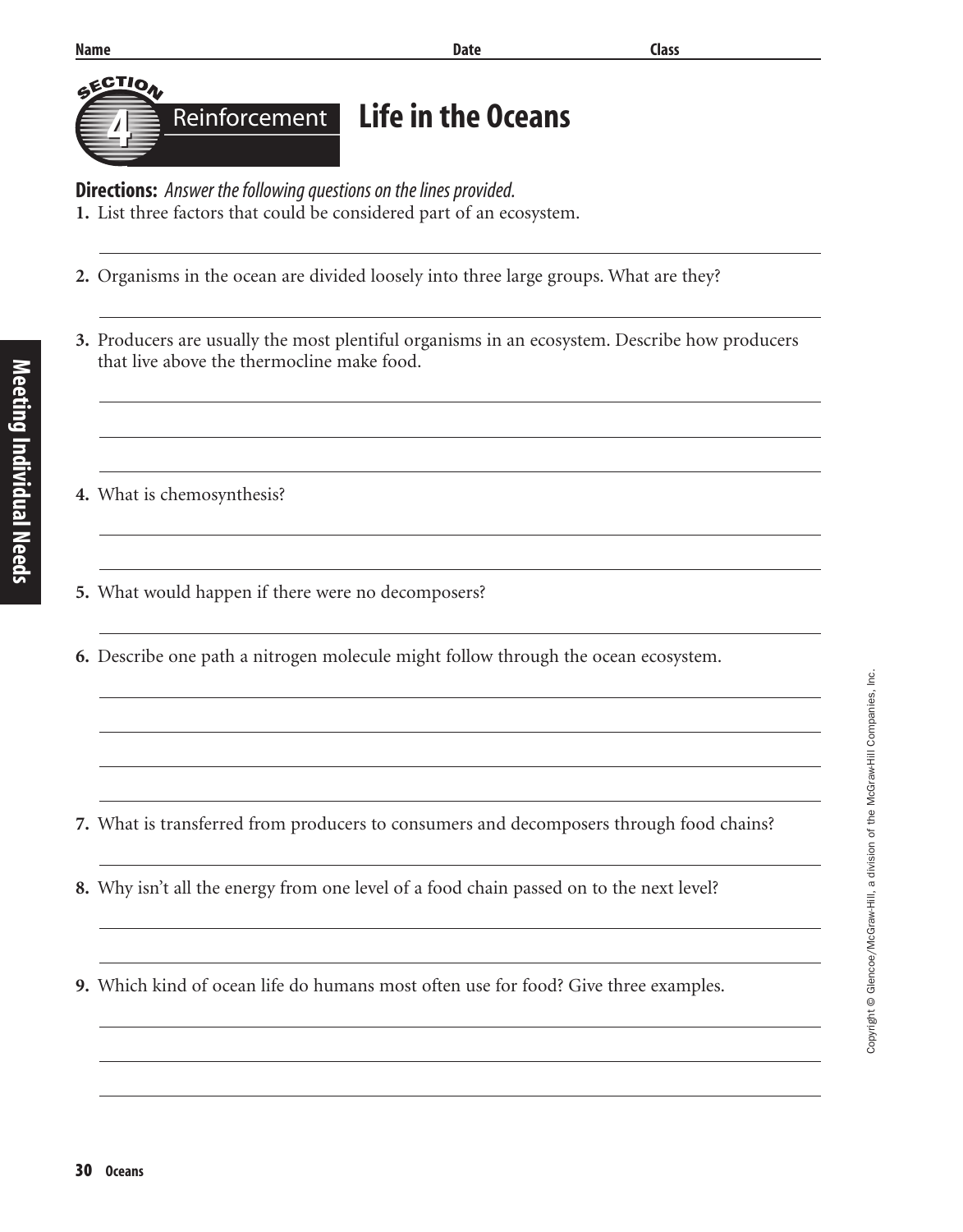Name Date Class

# Section 4 Reinforcement: Life in the Oceans

**Directions:** *Answer the following questions on the lines provided.*

1. List three factors that could be considered part of an ecosystem.

2. Organisms in the ocean are divided loosely into three large groups. What are they?

3. Producers are usually the most plentiful organisms in an ecosystem. Describe how producers that live above the thermocline make food.

4. What is chemosynthesis?

5. What would happen if there were no decomposers?

6. Describe one path a nitrogen molecule might follow through the ocean ecosystem.

7. What is transferred from producers to consumers and decomposers through food chains?

8. Why isn't all the energy from one level of a food chain passed on to the next level?

9. Which kind of ocean life do humans most often use for food? Give three examples.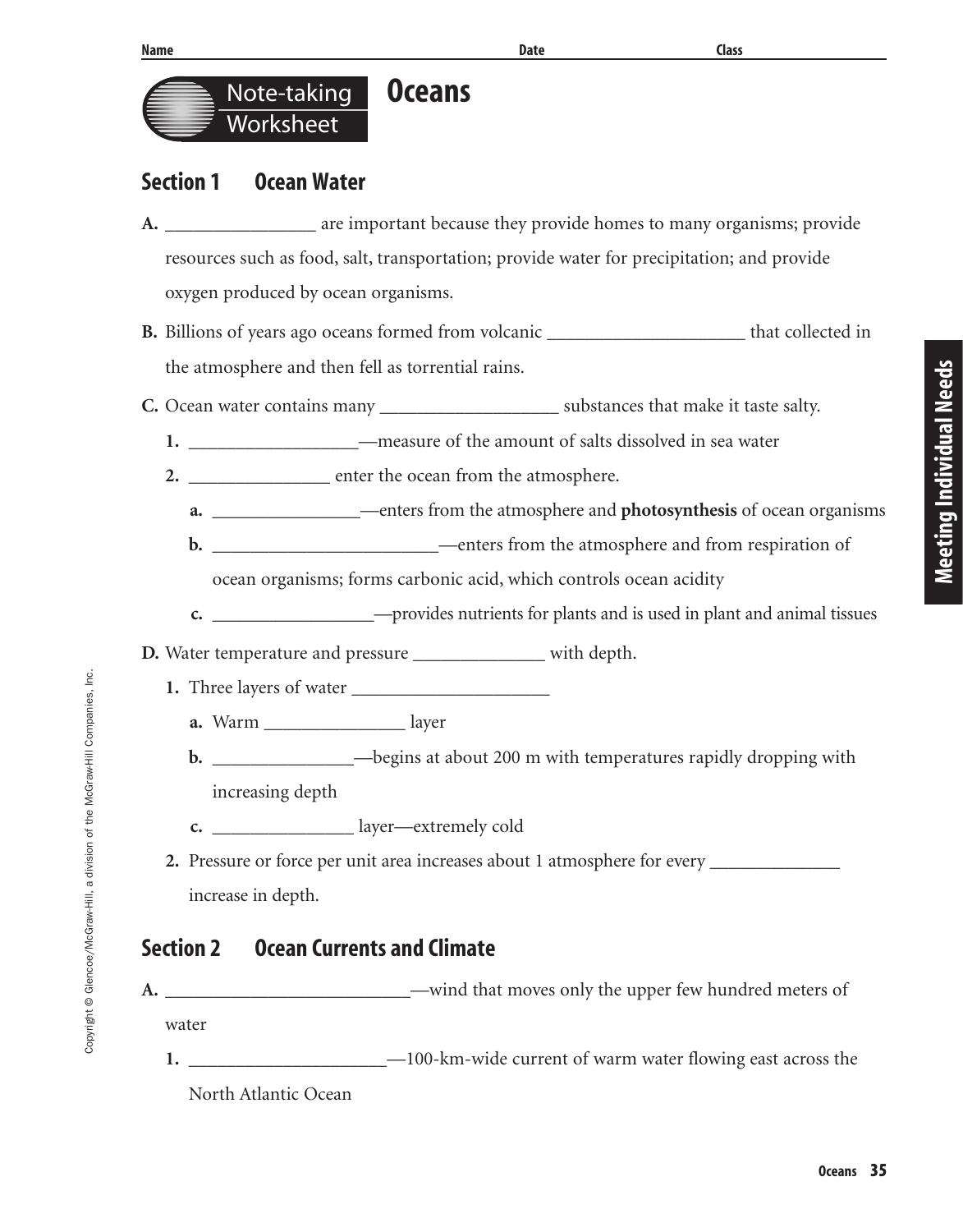Name ______________________________ Date ______________ Class ______________

# Note-taking Worksheet — Oceans

## Section 1 Ocean Water

**A.** ________________ are important because they provide homes to many organisms; provide resources such as food, salt, transportation; provide water for precipitation; and provide oxygen produced by ocean organisms.

**B.** Billions of years ago oceans formed from volcanic _____________________ that collected in the atmosphere and then fell as torrential rains.

**C.** Ocean water contains many ___________________ substances that make it taste salty.

   **1.** __________________—measure of the amount of salts dissolved in sea water

   **2.** _______________ enter the ocean from the atmosphere.

      **a.** ________________—enters from the atmosphere and **photosynthesis** of ocean organisms

      **b.** ________________________—enters from the atmosphere and from respiration of ocean organisms; forms carbonic acid, which controls ocean acidity

      **c.** _________________—provides nutrients for plants and is used in plant and animal tissues

**D.** Water temperature and pressure ______________ with depth.

   **1.** Three layers of water _____________________

      **a.** Warm _______________ layer

      **b.** _______________—begins at about 200 m with temperatures rapidly dropping with increasing depth

      **c.** _______________ layer—extremely cold

   **2.** Pressure or force per unit area increases about 1 atmosphere for every ______________ increase in depth.

## Section 2 Ocean Currents and Climate

**A.** ___________________________—wind that moves only the upper few hundred meters of water

   **1.** _____________________—100-km-wide current of warm water flowing east across the North Atlantic Ocean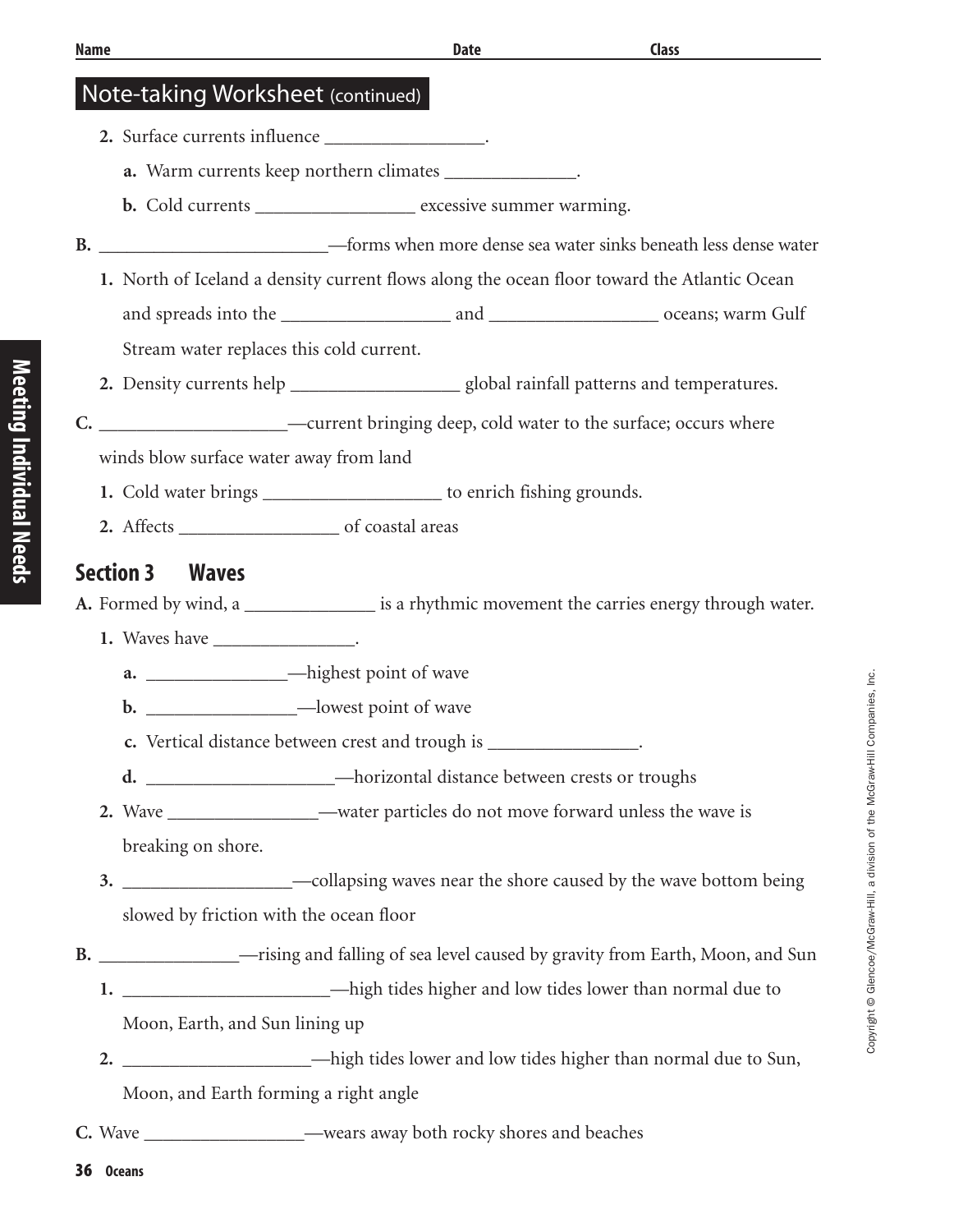Name ______________________ Date ______________ Class ______________

## Note-taking Worksheet (continued)

2. Surface currents influence _________________.
   a. Warm currents keep northern climates ______________.
   b. Cold currents _________________ excessive summer warming.

B. _________________________—forms when more dense sea water sinks beneath less dense water

1. North of Iceland a density current flows along the ocean floor toward the Atlantic Ocean and spreads into the __________________ and __________________ oceans; warm Gulf Stream water replaces this cold current.
2. Density currents help __________________ global rainfall patterns and temperatures.

C. ____________________—current bringing deep, cold water to the surface; occurs where winds blow surface water away from land

1. Cold water brings ___________________ to enrich fishing grounds.
2. Affects _________________ of coastal areas

## Section 3 Waves

A. Formed by wind, a ______________ is a rhythmic movement the carries energy through water.

1. Waves have _______________.
   a. _______________—highest point of wave
   b. ________________—lowest point of wave
   c. Vertical distance between crest and trough is ________________.
   d. ____________________—horizontal distance between crests or troughs
2. Wave ________________—water particles do not move forward unless the wave is breaking on shore.
3. __________________—collapsing waves near the shore caused by the wave bottom being slowed by friction with the ocean floor

B. _______________—rising and falling of sea level caused by gravity from Earth, Moon, and Sun

1. ______________________—high tides higher and low tides lower than normal due to Moon, Earth, and Sun lining up
2. ____________________—high tides lower and low tides higher than normal due to Sun, Moon, and Earth forming a right angle

C. Wave _________________—wears away both rocky shores and beaches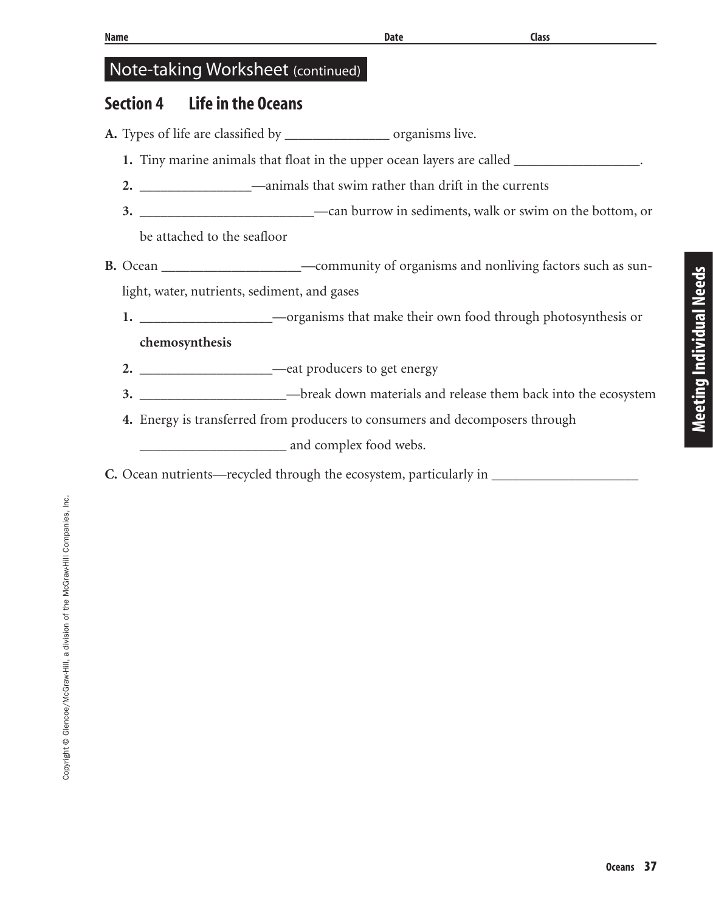Name Date Class

## Note-taking Worksheet (continued)

### Section 4 Life in the Oceans

**A.** Types of life are classified by _______________ organisms live.

1. Tiny marine animals that float in the upper ocean layers are called __________________.
2. ________________—animals that swim rather than drift in the currents
3. _________________________—can burrow in sediments, walk or swim on the bottom, or be attached to the seafloor

**B.** Ocean ___________________—community of organisms and nonliving factors such as sunlight, water, nutrients, sediment, and gases

1. ___________________—organisms that make their own food through photosynthesis or **chemosynthesis**
2. ___________________—eat producers to get energy
3. _____________________—break down materials and release them back into the ecosystem
4. Energy is transferred from producers to consumers and decomposers through _____________________ and complex food webs.

**C.** Ocean nutrients—recycled through the ecosystem, particularly in _____________________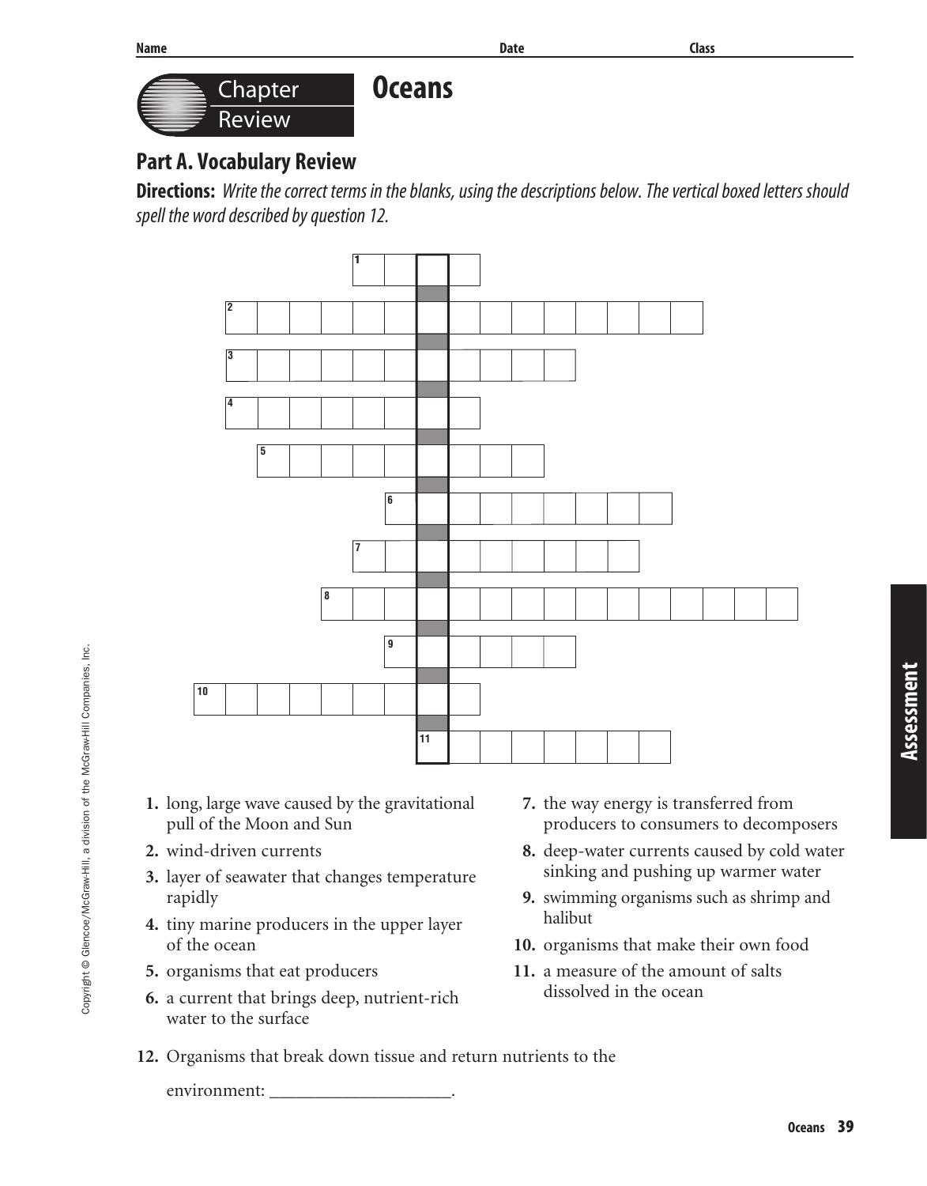# Chapter Review — Oceans

Name ____________________ Date ____________ Class ____________

## Part A. Vocabulary Review

**Directions:** *Write the correct terms in the blanks, using the descriptions below. The vertical boxed letters should spell the word described by question 12.*

1. long, large wave caused by the gravitational pull of the Moon and Sun
2. wind-driven currents
3. layer of seawater that changes temperature rapidly
4. tiny marine producers in the upper layer of the ocean
5. organisms that eat producers
6. a current that brings deep, nutrient-rich water to the surface
7. the way energy is transferred from producers to consumers to decomposers
8. deep-water currents caused by cold water sinking and pushing up warmer water
9. swimming organisms such as shrimp and halibut
10. organisms that make their own food
11. a measure of the amount of salts dissolved in the ocean

12. Organisms that break down tissue and return nutrients to the environment: ____________________.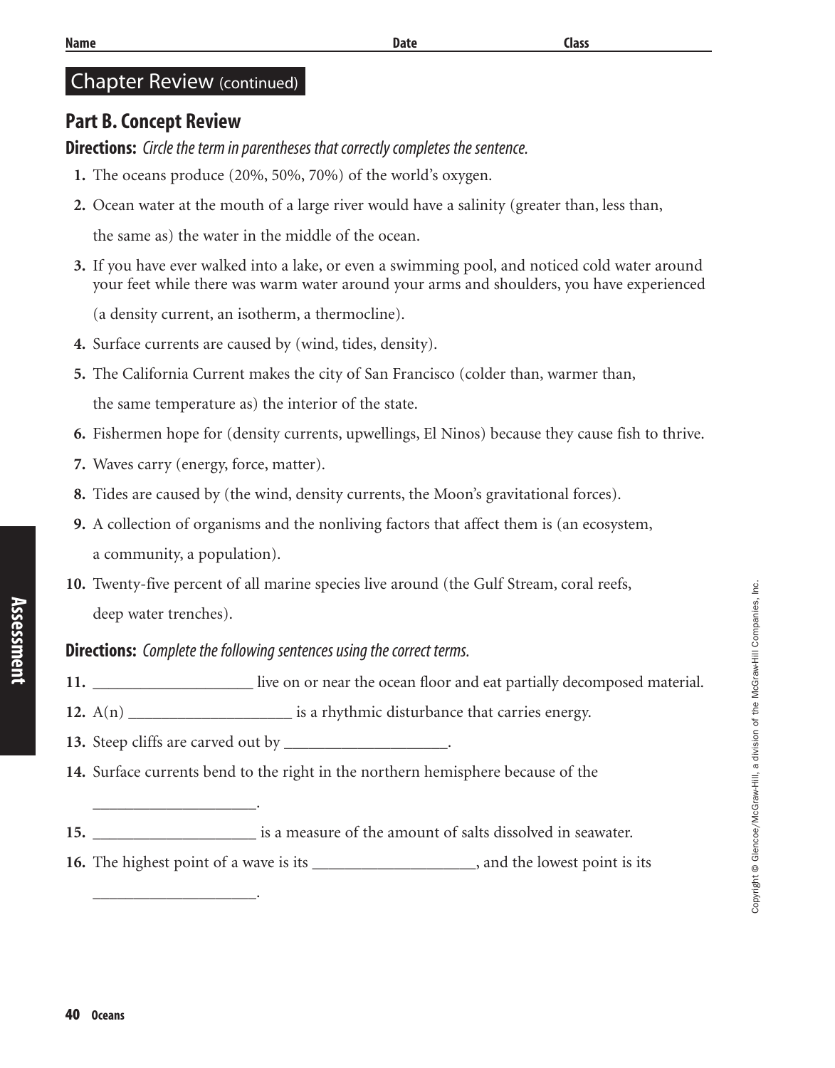Name Date Class

## Chapter Review (continued)

## Part B. Concept Review

**Directions:** *Circle the term in parentheses that correctly completes the sentence.*

1. The oceans produce (20%, 50%, 70%) of the world's oxygen.
2. Ocean water at the mouth of a large river would have a salinity (greater than, less than, the same as) the water in the middle of the ocean.
3. If you have ever walked into a lake, or even a swimming pool, and noticed cold water around your feet while there was warm water around your arms and shoulders, you have experienced (a density current, an isotherm, a thermocline).
4. Surface currents are caused by (wind, tides, density).
5. The California Current makes the city of San Francisco (colder than, warmer than, the same temperature as) the interior of the state.
6. Fishermen hope for (density currents, upwellings, El Ninos) because they cause fish to thrive.
7. Waves carry (energy, force, matter).
8. Tides are caused by (the wind, density currents, the Moon's gravitational forces).
9. A collection of organisms and the nonliving factors that affect them is (an ecosystem, a community, a population).
10. Twenty-five percent of all marine species live around (the Gulf Stream, coral reefs, deep water trenches).

**Directions:** *Complete the following sentences using the correct terms.*

11. ____________________ live on or near the ocean floor and eat partially decomposed material.
12. A(n) ____________________ is a rhythmic disturbance that carries energy.
13. Steep cliffs are carved out by ____________________.
14. Surface currents bend to the right in the northern hemisphere because of the ____________________.
15. ____________________ is a measure of the amount of salts dissolved in seawater.
16. The highest point of a wave is its ____________________, and the lowest point is its ____________________.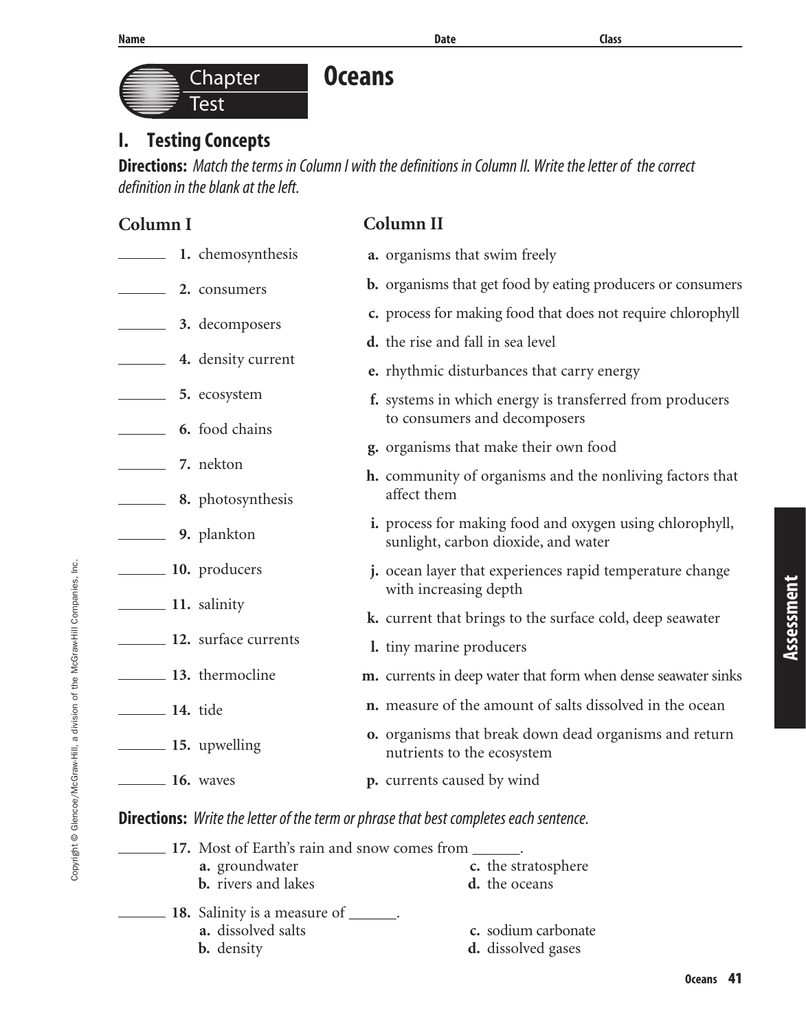Name Date Class

# Chapter Test: Oceans

## I. Testing Concepts

**Directions:** *Match the terms in Column I with the definitions in Column II. Write the letter of the correct definition in the blank at the left.*

| Column I | Column II |
|---|---|
| _______ 1. chemosynthesis | a. organisms that swim freely |
| _______ 2. consumers | b. organisms that get food by eating producers or consumers |
| _______ 3. decomposers | c. process for making food that does not require chlorophyll |
| _______ 4. density current | d. the rise and fall in sea level |
| _______ 5. ecosystem | e. rhythmic disturbances that carry energy |
| _______ 6. food chains | f. systems in which energy is transferred from producers to consumers and decomposers |
| _______ 7. nekton | g. organisms that make their own food |
| _______ 8. photosynthesis | h. community of organisms and the nonliving factors that affect them |
| _______ 9. plankton | i. process for making food and oxygen using chlorophyll, sunlight, carbon dioxide, and water |
| _______ 10. producers | j. ocean layer that experiences rapid temperature change with increasing depth |
| _______ 11. salinity | k. current that brings to the surface cold, deep seawater |
| _______ 12. surface currents | l. tiny marine producers |
| _______ 13. thermocline | m. currents in deep water that form when dense seawater sinks |
| _______ 14. tide | n. measure of the amount of salts dissolved in the ocean |
| _______ 15. upwelling | o. organisms that break down dead organisms and return nutrients to the ecosystem |
| _______ 16. waves | p. currents caused by wind |

**Directions:** *Write the letter of the term or phrase that best completes each sentence.*

_______ 17. Most of Earth's rain and snow comes from ______.
- a. groundwater
- b. rivers and lakes
- c. the stratosphere
- d. the oceans

_______ 18. Salinity is a measure of ______.
- a. dissolved salts
- b. density
- c. sodium carbonate
- d. dissolved gases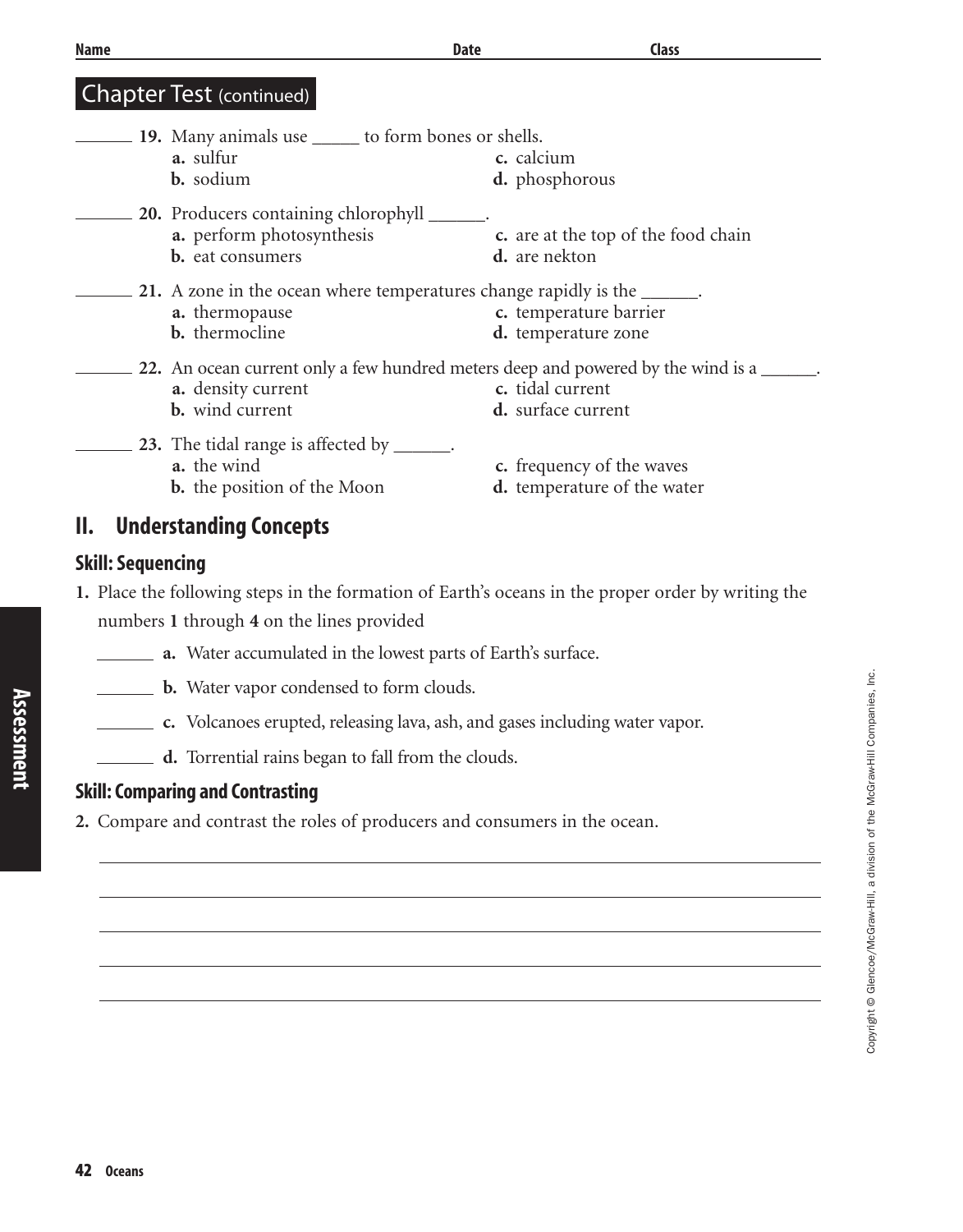## Chapter Test (continued)

_______ **19.** Many animals use _____ to form bones or shells.
- **a.** sulfur
- **b.** sodium
- **c.** calcium
- **d.** phosphorous

_______ **20.** Producers containing chlorophyll ______.
- **a.** perform photosynthesis
- **b.** eat consumers
- **c.** are at the top of the food chain
- **d.** are nekton

_______ **21.** A zone in the ocean where temperatures change rapidly is the ______.
- **a.** thermopause
- **b.** thermocline
- **c.** temperature barrier
- **d.** temperature zone

_______ **22.** An ocean current only a few hundred meters deep and powered by the wind is a ______.
- **a.** density current
- **b.** wind current
- **c.** tidal current
- **d.** surface current

_______ **23.** The tidal range is affected by ______.
- **a.** the wind
- **b.** the position of the Moon
- **c.** frequency of the waves
- **d.** temperature of the water

## II. Understanding Concepts

### Skill: Sequencing

**1.** Place the following steps in the formation of Earth's oceans in the proper order by writing the numbers **1** through **4** on the lines provided

_______ **a.** Water accumulated in the lowest parts of Earth's surface.

_______ **b.** Water vapor condensed to form clouds.

_______ **c.** Volcanoes erupted, releasing lava, ash, and gases including water vapor.

_______ **d.** Torrential rains began to fall from the clouds.

### Skill: Comparing and Contrasting

**2.** Compare and contrast the roles of producers and consumers in the ocean.

_______________________________________________

_______________________________________________

_______________________________________________

_______________________________________________

_______________________________________________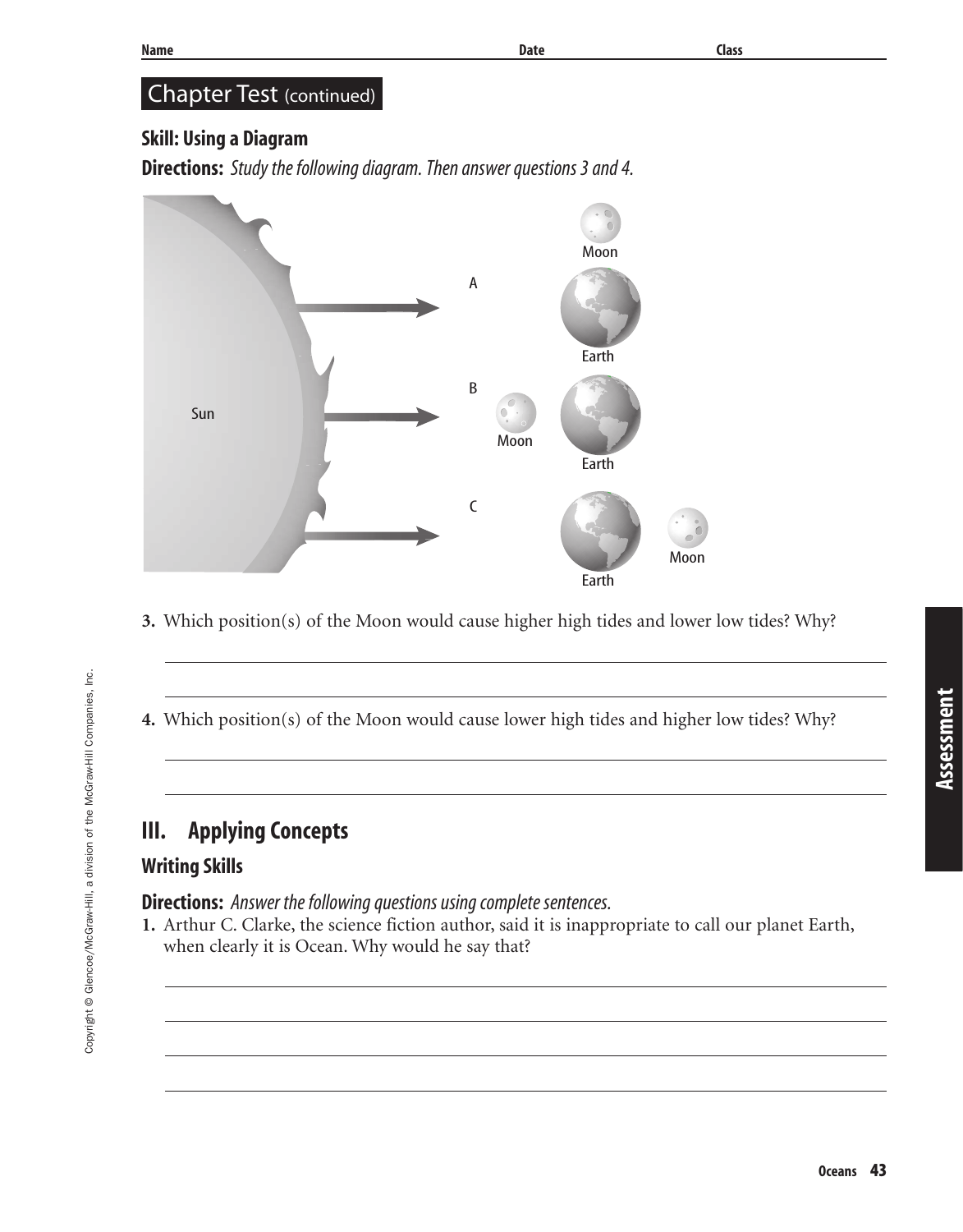## Chapter Test (continued)

### Skill: Using a Diagram

**Directions:** *Study the following diagram. Then answer questions 3 and 4.*

3. Which position(s) of the Moon would cause higher high tides and lower low tides? Why?

4. Which position(s) of the Moon would cause lower high tides and higher low tides? Why?

## III. Applying Concepts

### Writing Skills

**Directions:** *Answer the following questions using complete sentences.*

1. Arthur C. Clarke, the science fiction author, said it is inappropriate to call our planet Earth, when clearly it is Ocean. Why would he say that?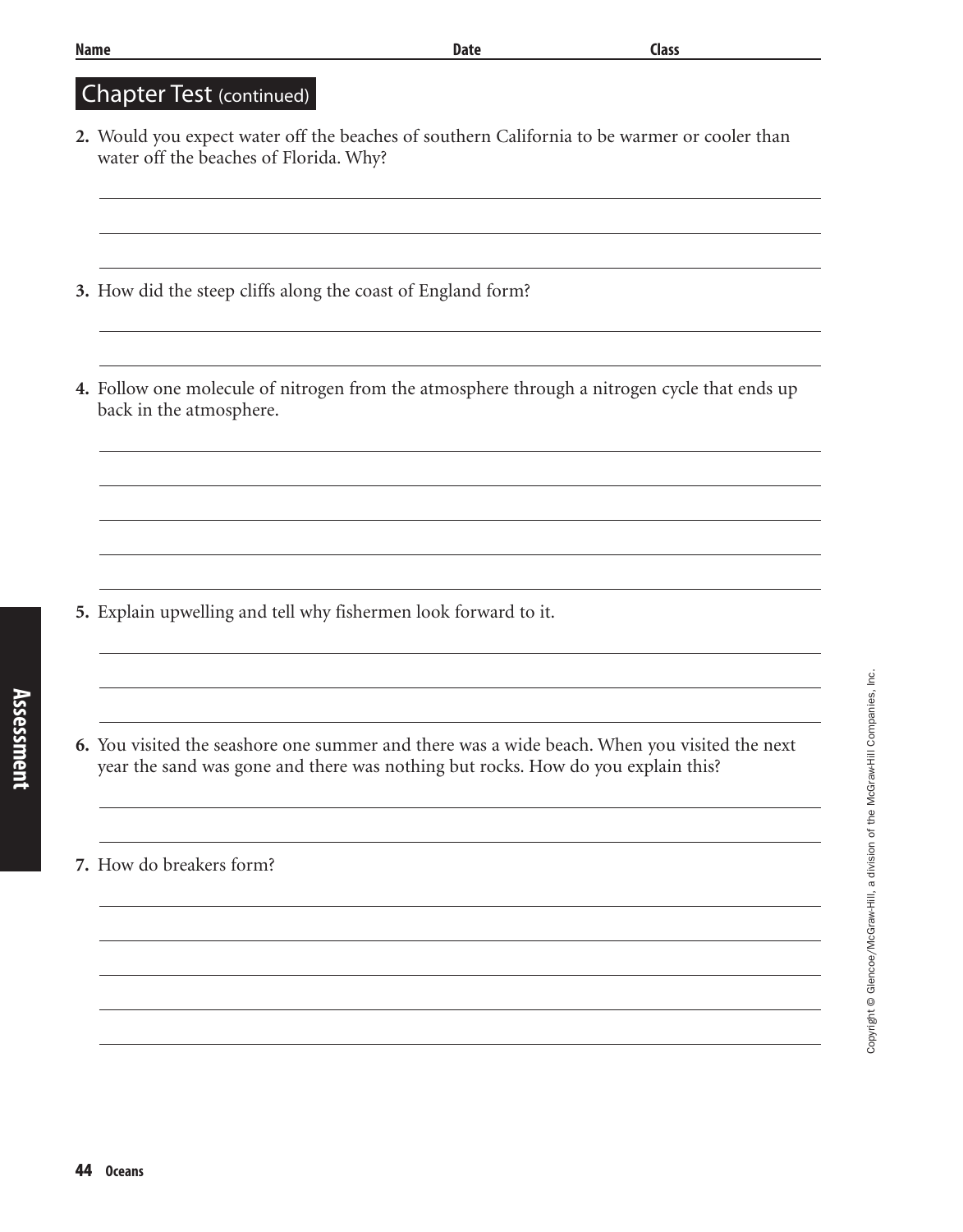Name Date Class

## Chapter Test (continued)

2. Would you expect water off the beaches of southern California to be warmer or cooler than water off the beaches of Florida. Why?

3. How did the steep cliffs along the coast of England form?

4. Follow one molecule of nitrogen from the atmosphere through a nitrogen cycle that ends up back in the atmosphere.

5. Explain upwelling and tell why fishermen look forward to it.

6. You visited the seashore one summer and there was a wide beach. When you visited the next year the sand was gone and there was nothing but rocks. How do you explain this?

7. How do breakers form?